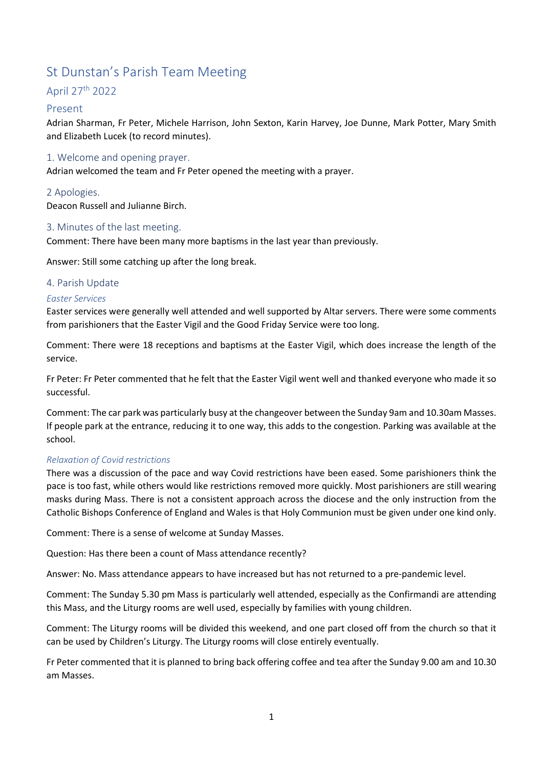# St Dunstan's Parish Team Meeting

## April 27th 2022

### Present

Adrian Sharman, Fr Peter, Michele Harrison, John Sexton, Karin Harvey, Joe Dunne, Mark Potter, Mary Smith and Elizabeth Lucek (to record minutes).

### 1. Welcome and opening prayer.

Adrian welcomed the team and Fr Peter opened the meeting with a prayer.

### 2 Apologies.

Deacon Russell and Julianne Birch.

### 3. Minutes of the last meeting.

Comment: There have been many more baptisms in the last year than previously.

Answer: Still some catching up after the long break.

### 4. Parish Update

#### *Easter Services*

Easter services were generally well attended and well supported by Altar servers. There were some comments from parishioners that the Easter Vigil and the Good Friday Service were too long.

Comment: There were 18 receptions and baptisms at the Easter Vigil, which does increase the length of the service.

Fr Peter: Fr Peter commented that he felt that the Easter Vigil went well and thanked everyone who made it so successful.

Comment: The car park was particularly busy at the changeover between the Sunday 9am and 10.30am Masses. If people park at the entrance, reducing it to one way, this adds to the congestion. Parking was available at the school.

#### *Relaxation of Covid restrictions*

There was a discussion of the pace and way Covid restrictions have been eased. Some parishioners think the pace is too fast, while others would like restrictions removed more quickly. Most parishioners are still wearing masks during Mass. There is not a consistent approach across the diocese and the only instruction from the Catholic Bishops Conference of England and Wales is that Holy Communion must be given under one kind only.

Comment: There is a sense of welcome at Sunday Masses.

Question: Has there been a count of Mass attendance recently?

Answer: No. Mass attendance appears to have increased but has not returned to a pre-pandemic level.

Comment: The Sunday 5.30 pm Mass is particularly well attended, especially as the Confirmandi are attending this Mass, and the Liturgy rooms are well used, especially by families with young children.

Comment: The Liturgy rooms will be divided this weekend, and one part closed off from the church so that it can be used by Children's Liturgy. The Liturgy rooms will close entirely eventually.

Fr Peter commented that it is planned to bring back offering coffee and tea after the Sunday 9.00 am and 10.30 am Masses.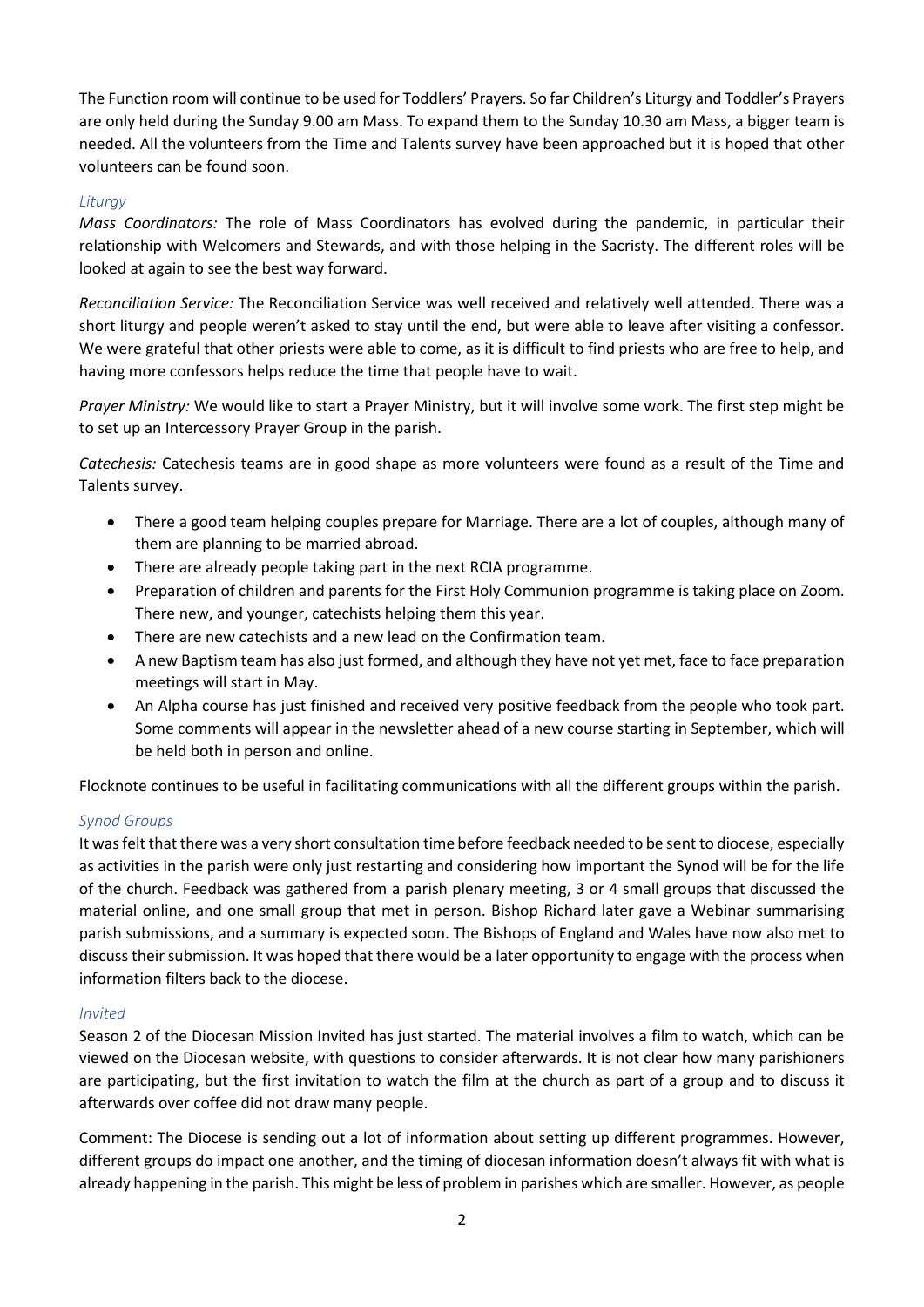The Function room will continue to be used for Toddlers' Prayers. So far Children's Liturgy and Toddler's Prayers are only held during the Sunday 9.00 am Mass. To expand them to the Sunday 10.30 am Mass, a bigger team is needed. All the volunteers from the Time and Talents survey have been approached but it is hoped that other volunteers can be found soon.

### *Liturgy*

*Mass Coordinators:* The role of Mass Coordinators has evolved during the pandemic, in particular their relationship with Welcomers and Stewards, and with those helping in the Sacristy. The different roles will be looked at again to see the best way forward.

*Reconciliation Service:* The Reconciliation Service was well received and relatively well attended. There was a short liturgy and people weren't asked to stay until the end, but were able to leave after visiting a confessor. We were grateful that other priests were able to come, as it is difficult to find priests who are free to help, and having more confessors helps reduce the time that people have to wait.

*Prayer Ministry:* We would like to start a Prayer Ministry, but it will involve some work. The first step might be to set up an Intercessory Prayer Group in the parish.

*Catechesis:* Catechesis teams are in good shape as more volunteers were found as a result of the Time and Talents survey.

- There a good team helping couples prepare for Marriage. There are a lot of couples, although many of them are planning to be married abroad.
- There are already people taking part in the next RCIA programme.
- Preparation of children and parents for the First Holy Communion programme is taking place on Zoom. There new, and younger, catechists helping them this year.
- There are new catechists and a new lead on the Confirmation team.
- A new Baptism team has also just formed, and although they have not yet met, face to face preparation meetings will start in May.
- An Alpha course has just finished and received very positive feedback from the people who took part. Some comments will appear in the newsletter ahead of a new course starting in September, which will be held both in person and online.

Flocknote continues to be useful in facilitating communications with all the different groups within the parish.

### *Synod Groups*

It was felt that there was a very short consultation time before feedback needed to be sent to diocese, especially as activities in the parish were only just restarting and considering how important the Synod will be for the life of the church. Feedback was gathered from a parish plenary meeting, 3 or 4 small groups that discussed the material online, and one small group that met in person. Bishop Richard later gave a Webinar summarising parish submissions, and a summary is expected soon. The Bishops of England and Wales have now also met to discuss their submission. It was hoped that there would be a later opportunity to engage with the process when information filters back to the diocese.

### *Invited*

Season 2 of the Diocesan Mission Invited has just started. The material involves a film to watch, which can be viewed on the Diocesan website, with questions to consider afterwards. It is not clear how many parishioners are participating, but the first invitation to watch the film at the church as part of a group and to discuss it afterwards over coffee did not draw many people.

Comment: The Diocese is sending out a lot of information about setting up different programmes. However, different groups do impact one another, and the timing of diocesan information doesn't always fit with what is already happening in the parish. This might be less of problem in parishes which are smaller. However, as people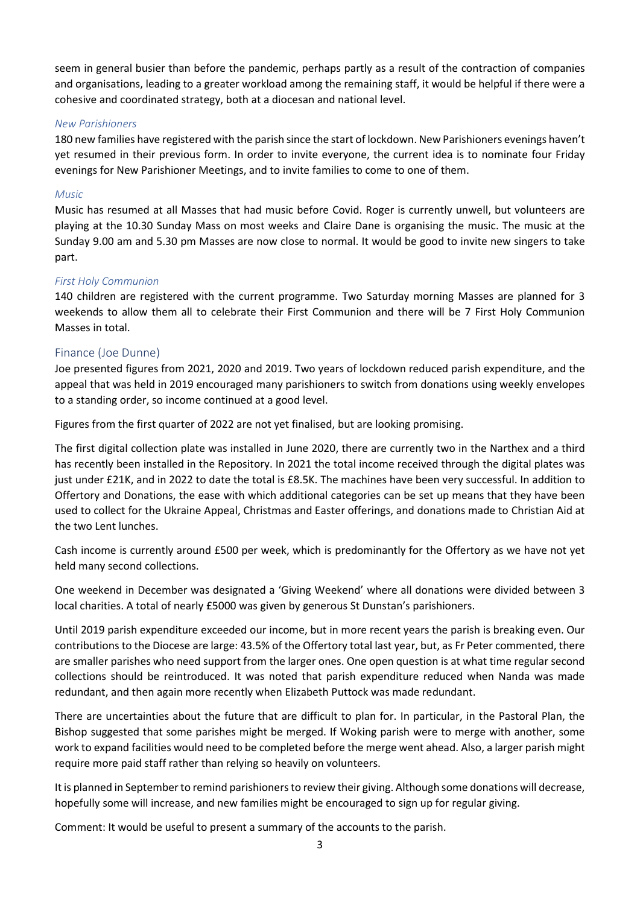seem in general busier than before the pandemic, perhaps partly as a result of the contraction of companies and organisations, leading to a greater workload among the remaining staff, it would be helpful if there were a cohesive and coordinated strategy, both at a diocesan and national level.

### *New Parishioners*

180 new families have registered with the parish since the start of lockdown. New Parishioners evenings haven't yet resumed in their previous form. In order to invite everyone, the current idea is to nominate four Friday evenings for New Parishioner Meetings, and to invite families to come to one of them.

### *Music*

Music has resumed at all Masses that had music before Covid. Roger is currently unwell, but volunteers are playing at the 10.30 Sunday Mass on most weeks and Claire Dane is organising the music. The music at the Sunday 9.00 am and 5.30 pm Masses are now close to normal. It would be good to invite new singers to take part.

### *First Holy Communion*

140 children are registered with the current programme. Two Saturday morning Masses are planned for 3 weekends to allow them all to celebrate their First Communion and there will be 7 First Holy Communion Masses in total.

## Finance (Joe Dunne)

Joe presented figures from 2021, 2020 and 2019. Two years of lockdown reduced parish expenditure, and the appeal that was held in 2019 encouraged many parishioners to switch from donations using weekly envelopes to a standing order, so income continued at a good level.

Figures from the first quarter of 2022 are not yet finalised, but are looking promising.

The first digital collection plate was installed in June 2020, there are currently two in the Narthex and a third has recently been installed in the Repository. In 2021 the total income received through the digital plates was just under £21K, and in 2022 to date the total is £8.5K. The machines have been very successful. In addition to Offertory and Donations, the ease with which additional categories can be set up means that they have been used to collect for the Ukraine Appeal, Christmas and Easter offerings, and donations made to Christian Aid at the two Lent lunches.

Cash income is currently around £500 per week, which is predominantly for the Offertory as we have not yet held many second collections.

One weekend in December was designated a 'Giving Weekend' where all donations were divided between 3 local charities. A total of nearly £5000 was given by generous St Dunstan's parishioners.

Until 2019 parish expenditure exceeded our income, but in more recent years the parish is breaking even. Our contributions to the Diocese are large: 43.5% of the Offertory total last year, but, as Fr Peter commented, there are smaller parishes who need support from the larger ones. One open question is at what time regular second collections should be reintroduced. It was noted that parish expenditure reduced when Nanda was made redundant, and then again more recently when Elizabeth Puttock was made redundant.

There are uncertainties about the future that are difficult to plan for. In particular, in the Pastoral Plan, the Bishop suggested that some parishes might be merged. If Woking parish were to merge with another, some work to expand facilities would need to be completed before the merge went ahead. Also, a larger parish might require more paid staff rather than relying so heavily on volunteers.

It is planned in September to remind parishioners to review their giving. Although some donations will decrease, hopefully some will increase, and new families might be encouraged to sign up for regular giving.

Comment: It would be useful to present a summary of the accounts to the parish.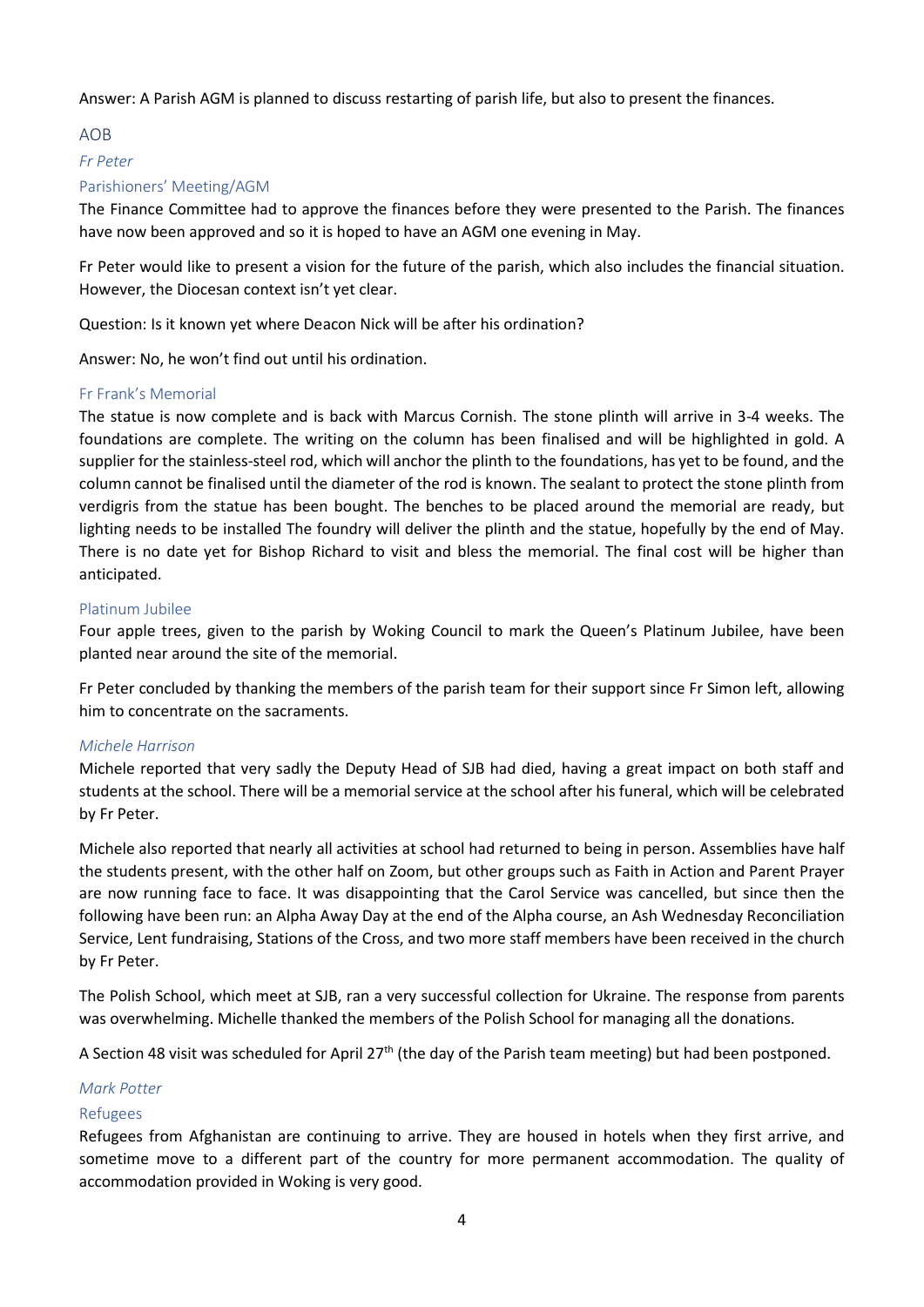Answer: A Parish AGM is planned to discuss restarting of parish life, but also to present the finances.

## AOB

### *Fr Peter*

#### Parishioners' Meeting/AGM

The Finance Committee had to approve the finances before they were presented to the Parish. The finances have now been approved and so it is hoped to have an AGM one evening in May.

Fr Peter would like to present a vision for the future of the parish, which also includes the financial situation. However, the Diocesan context isn't yet clear.

Question: Is it known yet where Deacon Nick will be after his ordination?

Answer: No, he won't find out until his ordination.

#### Fr Frank's Memorial

The statue is now complete and is back with Marcus Cornish. The stone plinth will arrive in 3-4 weeks. The foundations are complete. The writing on the column has been finalised and will be highlighted in gold. A supplier for the stainless-steel rod, which will anchor the plinth to the foundations, has yet to be found, and the column cannot be finalised until the diameter of the rod is known. The sealant to protect the stone plinth from verdigris from the statue has been bought. The benches to be placed around the memorial are ready, but lighting needs to be installed The foundry will deliver the plinth and the statue, hopefully by the end of May. There is no date yet for Bishop Richard to visit and bless the memorial. The final cost will be higher than anticipated.

#### Platinum Jubilee

Four apple trees, given to the parish by Woking Council to mark the Queen's Platinum Jubilee, have been planted near around the site of the memorial.

Fr Peter concluded by thanking the members of the parish team for their support since Fr Simon left, allowing him to concentrate on the sacraments.

### *Michele Harrison*

Michele reported that very sadly the Deputy Head of SJB had died, having a great impact on both staff and students at the school. There will be a memorial service at the school after his funeral, which will be celebrated by Fr Peter.

Michele also reported that nearly all activities at school had returned to being in person. Assemblies have half the students present, with the other half on Zoom, but other groups such as Faith in Action and Parent Prayer are now running face to face. It was disappointing that the Carol Service was cancelled, but since then the following have been run: an Alpha Away Day at the end of the Alpha course, an Ash Wednesday Reconciliation Service, Lent fundraising, Stations of the Cross, and two more staff members have been received in the church by Fr Peter.

The Polish School, which meet at SJB, ran a very successful collection for Ukraine. The response from parents was overwhelming. Michelle thanked the members of the Polish School for managing all the donations.

A Section 48 visit was scheduled for April 27th (the day of the Parish team meeting) but had been postponed.

### *Mark Potter*

#### Refugees

Refugees from Afghanistan are continuing to arrive. They are housed in hotels when they first arrive, and sometime move to a different part of the country for more permanent accommodation. The quality of accommodation provided in Woking is very good.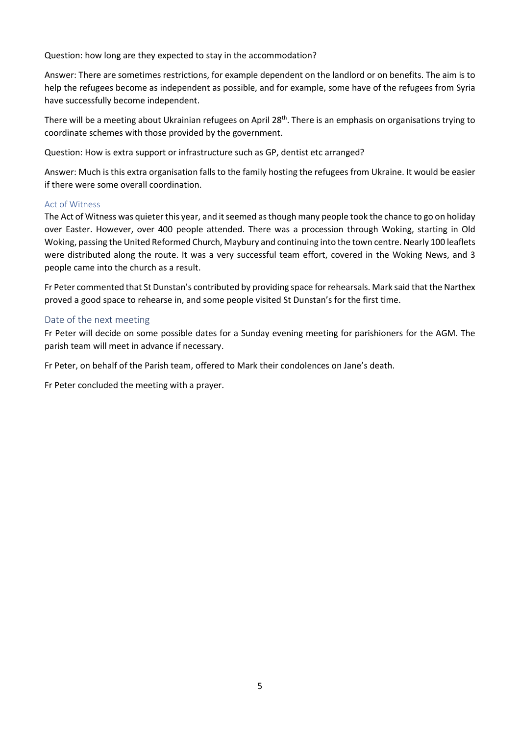Question: how long are they expected to stay in the accommodation?

Answer: There are sometimes restrictions, for example dependent on the landlord or on benefits. The aim is to help the refugees become as independent as possible, and for example, some have of the refugees from Syria have successfully become independent.

There will be a meeting about Ukrainian refugees on April 28th. There is an emphasis on organisations trying to coordinate schemes with those provided by the government.

Question: How is extra support or infrastructure such as GP, dentist etc arranged?

Answer: Much is this extra organisation falls to the family hosting the refugees from Ukraine. It would be easier if there were some overall coordination.

### Act of Witness

The Act of Witness was quieter this year, and it seemed as though many people took the chance to go on holiday over Easter. However, over 400 people attended. There was a procession through Woking, starting in Old Woking, passing the United Reformed Church, Maybury and continuing into the town centre. Nearly 100 leaflets were distributed along the route. It was a very successful team effort, covered in the Woking News, and 3 people came into the church as a result.

Fr Peter commented that St Dunstan's contributed by providing space for rehearsals. Mark said that the Narthex proved a good space to rehearse in, and some people visited St Dunstan's for the first time.

## Date of the next meeting

Fr Peter will decide on some possible dates for a Sunday evening meeting for parishioners for the AGM. The parish team will meet in advance if necessary.

Fr Peter, on behalf of the Parish team, offered to Mark their condolences on Jane's death.

Fr Peter concluded the meeting with a prayer.